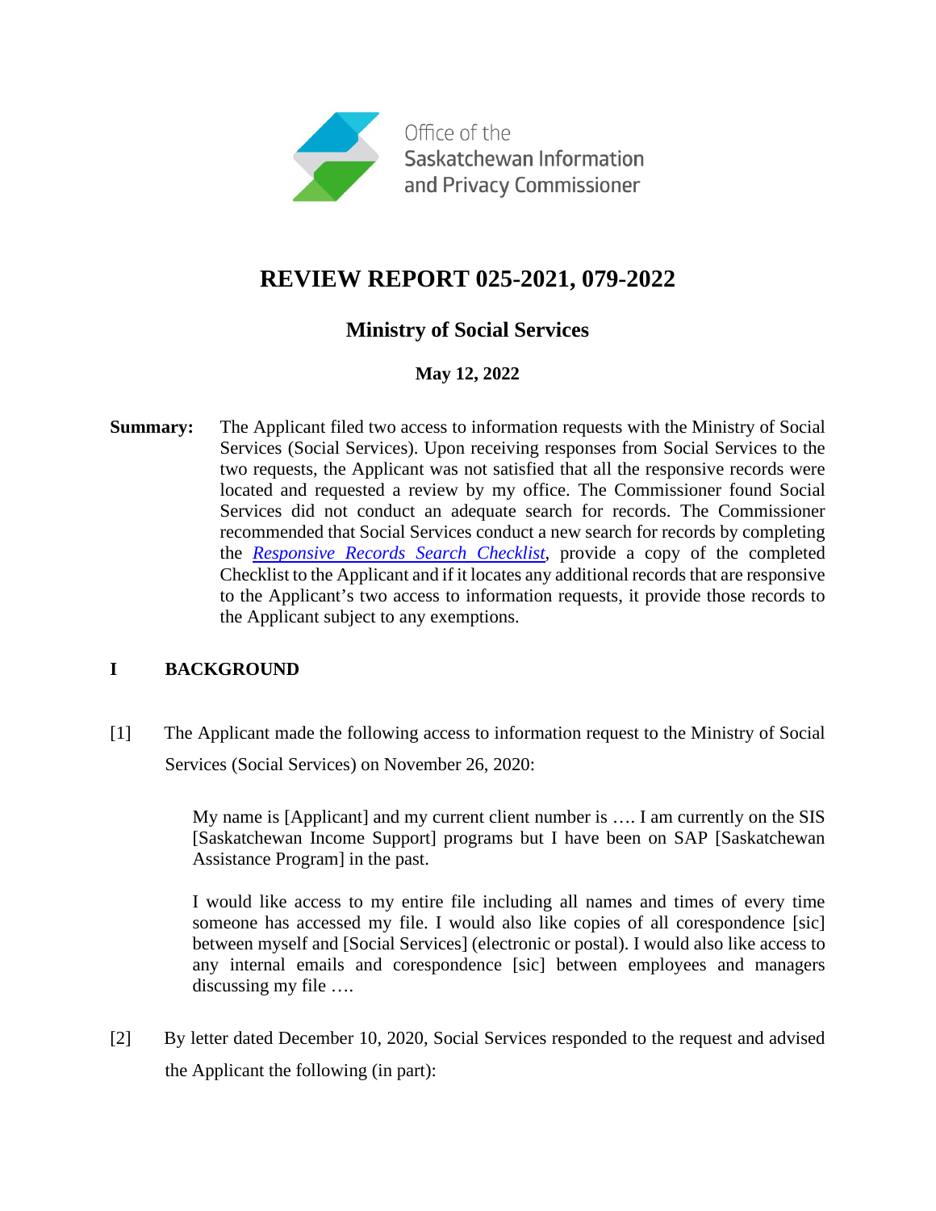Office of the Saskatchewan Information and Privacy Commissioner

# REVIEW REPORT 025-2021, 079-2022

## Ministry of Social Services

**May 12, 2022**

**Summary:** The Applicant filed two access to information requests with the Ministry of Social Services (Social Services). Upon receiving responses from Social Services to the two requests, the Applicant was not satisfied that all the responsive records were located and requested a review by my office. The Commissioner found Social Services did not conduct an adequate search for records. The Commissioner recommended that Social Services conduct a new search for records by completing the *Responsive Records Search Checklist*, provide a copy of the completed Checklist to the Applicant and if it locates any additional records that are responsive to the Applicant's two access to information requests, it provide those records to the Applicant subject to any exemptions.

## I BACKGROUND

[1] The Applicant made the following access to information request to the Ministry of Social Services (Social Services) on November 26, 2020:

> My name is [Applicant] and my current client number is …. I am currently on the SIS [Saskatchewan Income Support] programs but I have been on SAP [Saskatchewan Assistance Program] in the past.
>
> I would like access to my entire file including all names and times of every time someone has accessed my file. I would also like copies of all corespondence [sic] between myself and [Social Services] (electronic or postal). I would also like access to any internal emails and corespondence [sic] between employees and managers discussing my file ….

[2] By letter dated December 10, 2020, Social Services responded to the request and advised the Applicant the following (in part):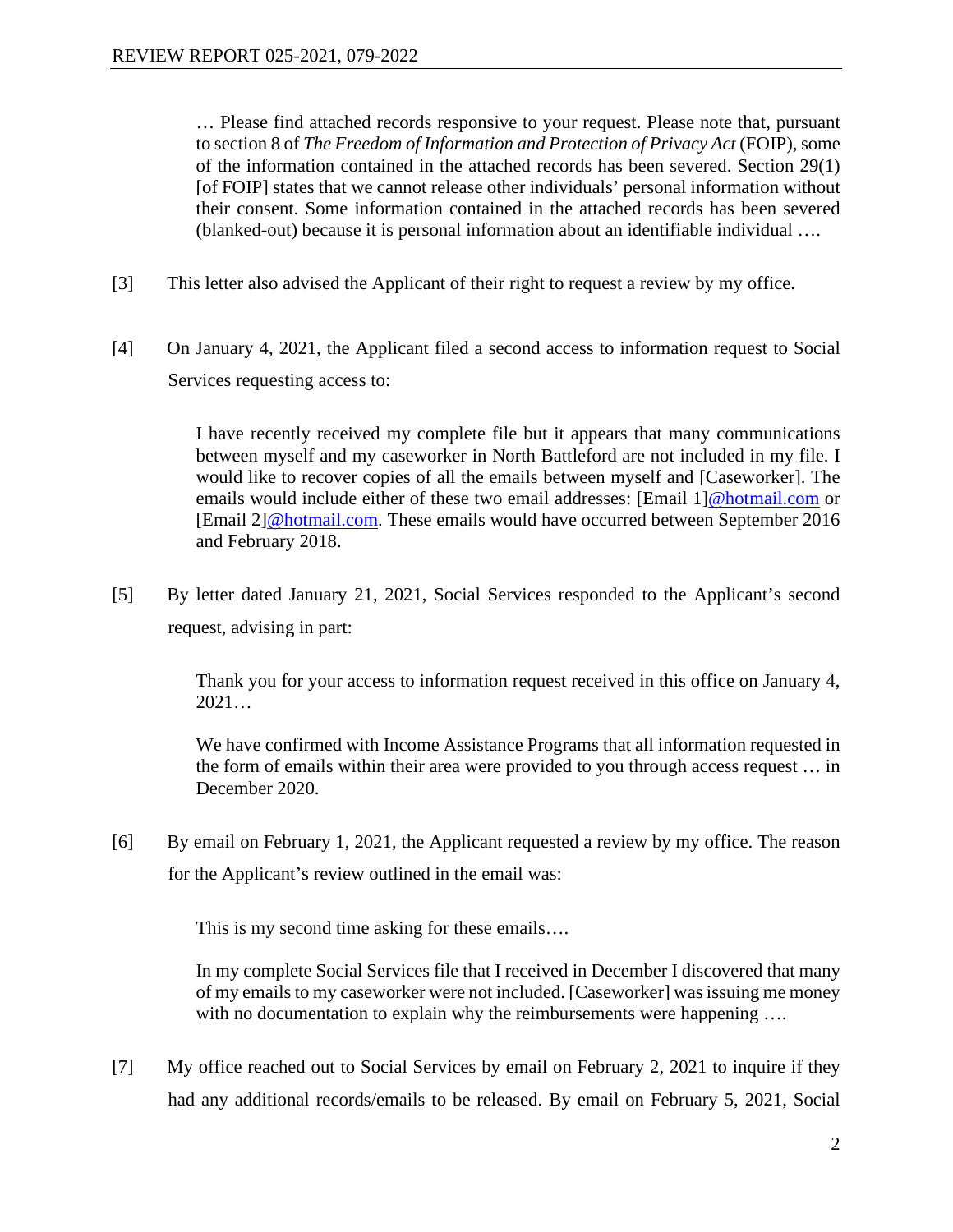> … Please find attached records responsive to your request. Please note that, pursuant to section 8 of *The Freedom of Information and Protection of Privacy Act* (FOIP), some of the information contained in the attached records has been severed. Section 29(1) [of FOIP] states that we cannot release other individuals' personal information without their consent. Some information contained in the attached records has been severed (blanked-out) because it is personal information about an identifiable individual ….

[3] This letter also advised the Applicant of their right to request a review by my office.

[4] On January 4, 2021, the Applicant filed a second access to information request to Social Services requesting access to:

> I have recently received my complete file but it appears that many communications between myself and my caseworker in North Battleford are not included in my file. I would like to recover copies of all the emails between myself and [Caseworker]. The emails would include either of these two email addresses: [Email 1]@hotmail.com or [Email 2]@hotmail.com. These emails would have occurred between September 2016 and February 2018.

[5] By letter dated January 21, 2021, Social Services responded to the Applicant's second request, advising in part:

> Thank you for your access to information request received in this office on January 4, 2021…
>
> We have confirmed with Income Assistance Programs that all information requested in the form of emails within their area were provided to you through access request … in December 2020.

[6] By email on February 1, 2021, the Applicant requested a review by my office. The reason for the Applicant's review outlined in the email was:

> This is my second time asking for these emails….
>
> In my complete Social Services file that I received in December I discovered that many of my emails to my caseworker were not included. [Caseworker] was issuing me money with no documentation to explain why the reimbursements were happening ….

[7] My office reached out to Social Services by email on February 2, 2021 to inquire if they had any additional records/emails to be released. By email on February 5, 2021, Social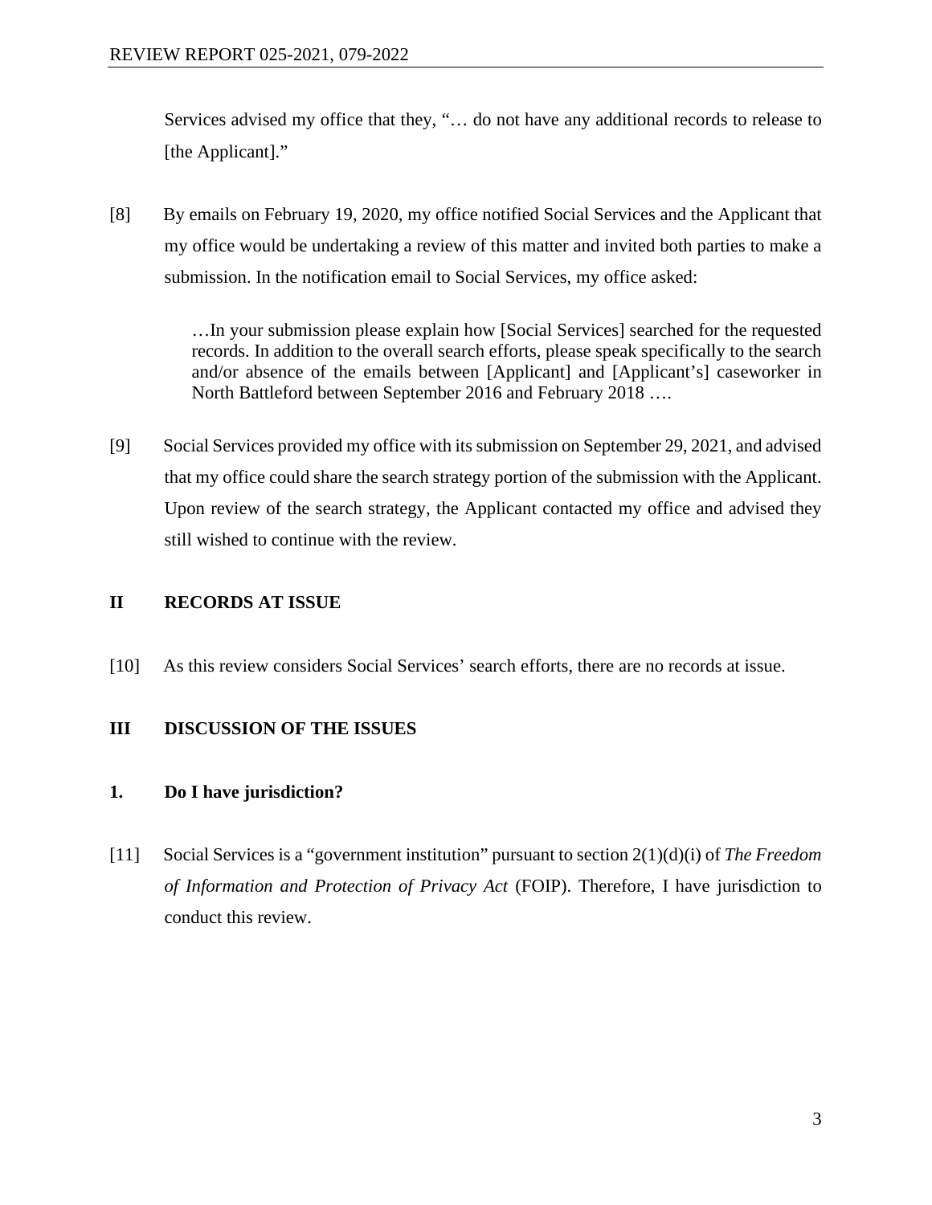Services advised my office that they, "… do not have any additional records to release to [the Applicant]."

[8] By emails on February 19, 2020, my office notified Social Services and the Applicant that my office would be undertaking a review of this matter and invited both parties to make a submission. In the notification email to Social Services, my office asked:

> …In your submission please explain how [Social Services] searched for the requested records. In addition to the overall search efforts, please speak specifically to the search and/or absence of the emails between [Applicant] and [Applicant's] caseworker in North Battleford between September 2016 and February 2018 ….

[9] Social Services provided my office with its submission on September 29, 2021, and advised that my office could share the search strategy portion of the submission with the Applicant. Upon review of the search strategy, the Applicant contacted my office and advised they still wished to continue with the review.

## II RECORDS AT ISSUE

[10] As this review considers Social Services' search efforts, there are no records at issue.

## III DISCUSSION OF THE ISSUES

### 1. Do I have jurisdiction?

[11] Social Services is a "government institution" pursuant to section 2(1)(d)(i) of *The Freedom of Information and Protection of Privacy Act* (FOIP). Therefore, I have jurisdiction to conduct this review.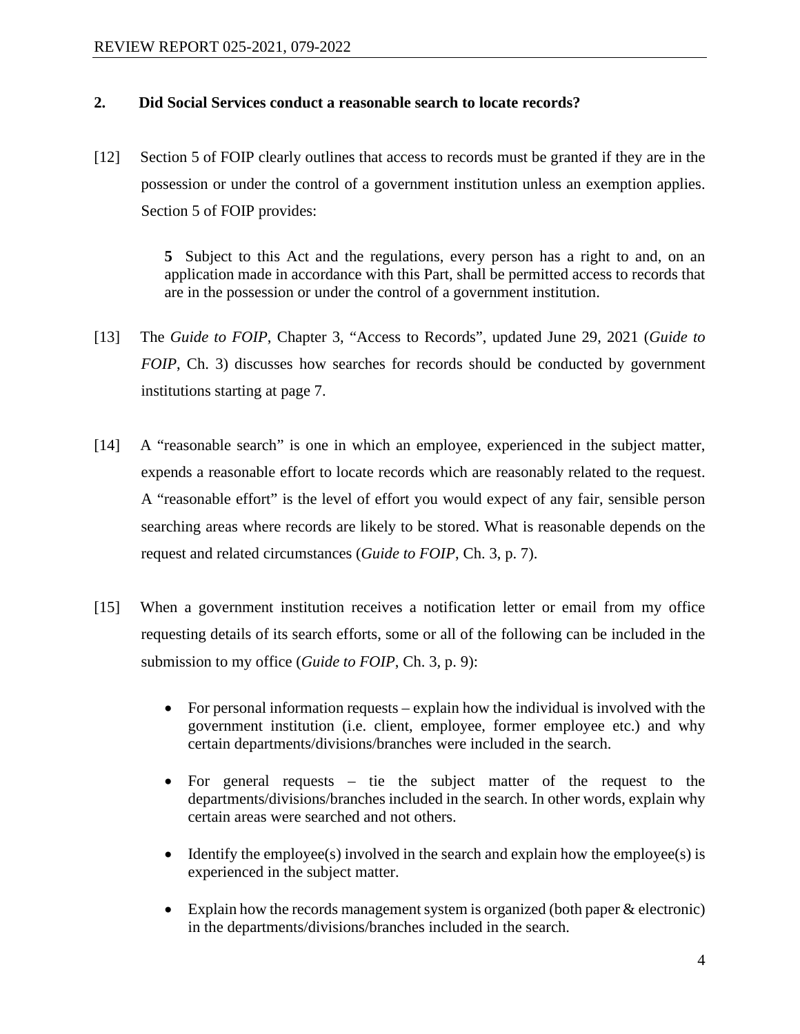## 2. Did Social Services conduct a reasonable search to locate records?

[12] Section 5 of FOIP clearly outlines that access to records must be granted if they are in the possession or under the control of a government institution unless an exemption applies. Section 5 of FOIP provides:

> **5** Subject to this Act and the regulations, every person has a right to and, on an application made in accordance with this Part, shall be permitted access to records that are in the possession or under the control of a government institution.

[13] The *Guide to FOIP*, Chapter 3, "Access to Records", updated June 29, 2021 (*Guide to FOIP*, Ch. 3) discusses how searches for records should be conducted by government institutions starting at page 7.

[14] A "reasonable search" is one in which an employee, experienced in the subject matter, expends a reasonable effort to locate records which are reasonably related to the request. A "reasonable effort" is the level of effort you would expect of any fair, sensible person searching areas where records are likely to be stored. What is reasonable depends on the request and related circumstances (*Guide to FOIP*, Ch. 3, p. 7).

[15] When a government institution receives a notification letter or email from my office requesting details of its search efforts, some or all of the following can be included in the submission to my office (*Guide to FOIP*, Ch. 3, p. 9):

- For personal information requests – explain how the individual is involved with the government institution (i.e. client, employee, former employee etc.) and why certain departments/divisions/branches were included in the search.
- For general requests – tie the subject matter of the request to the departments/divisions/branches included in the search. In other words, explain why certain areas were searched and not others.
- Identify the employee(s) involved in the search and explain how the employee(s) is experienced in the subject matter.
- Explain how the records management system is organized (both paper & electronic) in the departments/divisions/branches included in the search.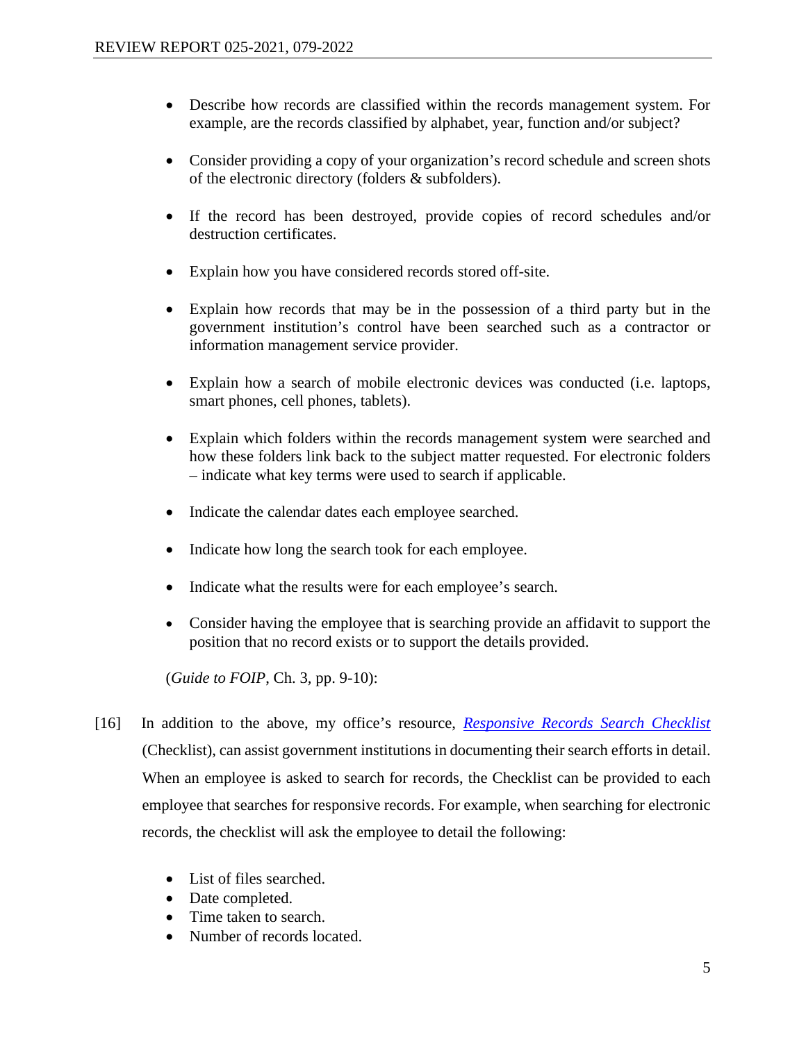- Describe how records are classified within the records management system. For example, are the records classified by alphabet, year, function and/or subject?

- Consider providing a copy of your organization's record schedule and screen shots of the electronic directory (folders & subfolders).

- If the record has been destroyed, provide copies of record schedules and/or destruction certificates.

- Explain how you have considered records stored off-site.

- Explain how records that may be in the possession of a third party but in the government institution's control have been searched such as a contractor or information management service provider.

- Explain how a search of mobile electronic devices was conducted (i.e. laptops, smart phones, cell phones, tablets).

- Explain which folders within the records management system were searched and how these folders link back to the subject matter requested. For electronic folders – indicate what key terms were used to search if applicable.

- Indicate the calendar dates each employee searched.

- Indicate how long the search took for each employee.

- Indicate what the results were for each employee's search.

- Consider having the employee that is searching provide an affidavit to support the position that no record exists or to support the details provided.

(*Guide to FOIP*, Ch. 3, pp. 9-10):

[16] In addition to the above, my office's resource, *Responsive Records Search Checklist* (Checklist), can assist government institutions in documenting their search efforts in detail. When an employee is asked to search for records, the Checklist can be provided to each employee that searches for responsive records. For example, when searching for electronic records, the checklist will ask the employee to detail the following:

- List of files searched.
- Date completed.
- Time taken to search.
- Number of records located.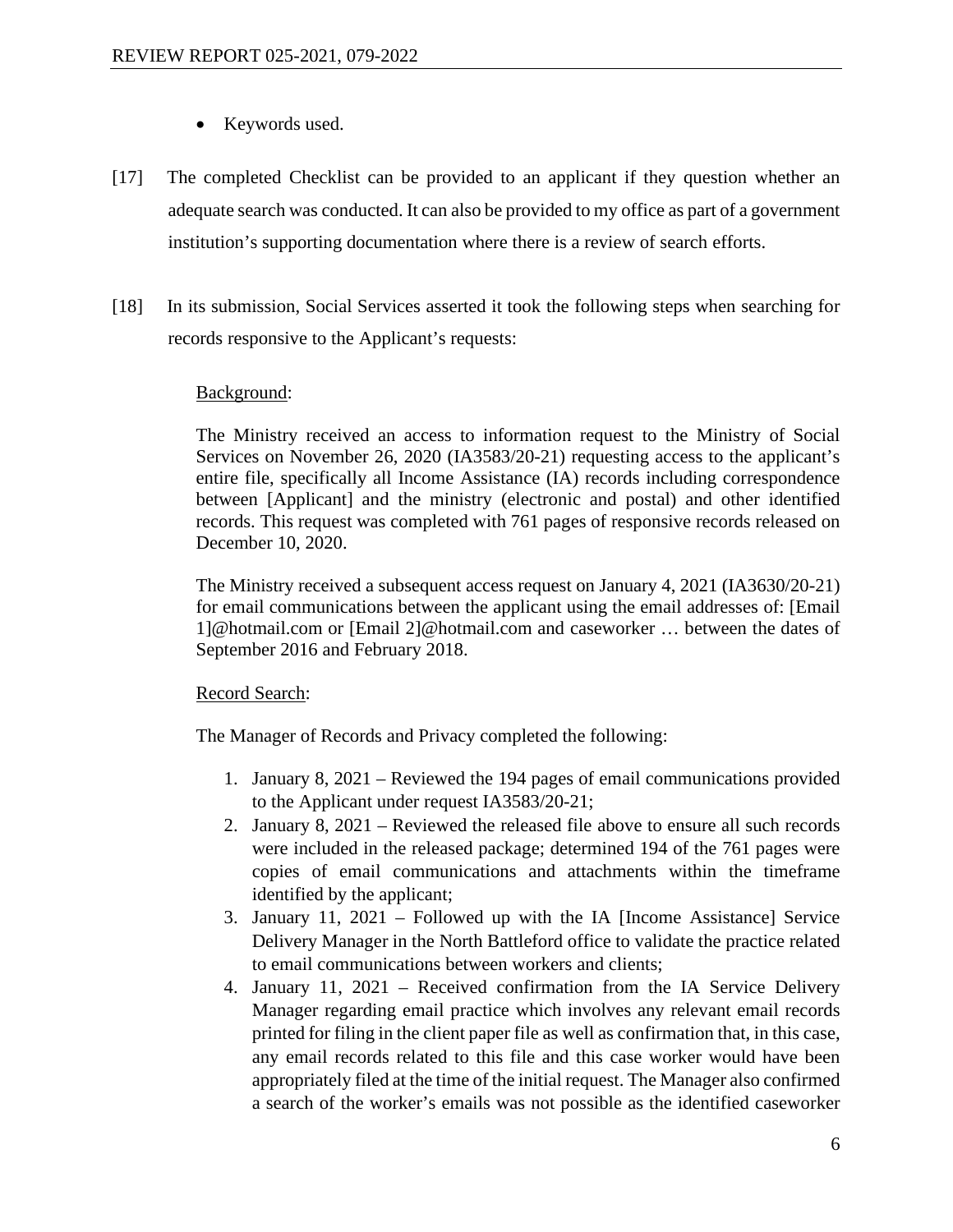- Keywords used.

[17] The completed Checklist can be provided to an applicant if they question whether an adequate search was conducted. It can also be provided to my office as part of a government institution's supporting documentation where there is a review of search efforts.

[18] In its submission, Social Services asserted it took the following steps when searching for records responsive to the Applicant's requests:

> Background:
>
> The Ministry received an access to information request to the Ministry of Social Services on November 26, 2020 (IA3583/20-21) requesting access to the applicant's entire file, specifically all Income Assistance (IA) records including correspondence between [Applicant] and the ministry (electronic and postal) and other identified records. This request was completed with 761 pages of responsive records released on December 10, 2020.
>
> The Ministry received a subsequent access request on January 4, 2021 (IA3630/20-21) for email communications between the applicant using the email addresses of: [Email 1]@hotmail.com or [Email 2]@hotmail.com and caseworker … between the dates of September 2016 and February 2018.
>
> Record Search:
>
> The Manager of Records and Privacy completed the following:
>
> 1. January 8, 2021 – Reviewed the 194 pages of email communications provided to the Applicant under request IA3583/20-21;
> 2. January 8, 2021 – Reviewed the released file above to ensure all such records were included in the released package; determined 194 of the 761 pages were copies of email communications and attachments within the timeframe identified by the applicant;
> 3. January 11, 2021 – Followed up with the IA [Income Assistance] Service Delivery Manager in the North Battleford office to validate the practice related to email communications between workers and clients;
> 4. January 11, 2021 – Received confirmation from the IA Service Delivery Manager regarding email practice which involves any relevant email records printed for filing in the client paper file as well as confirmation that, in this case, any email records related to this file and this case worker would have been appropriately filed at the time of the initial request. The Manager also confirmed a search of the worker's emails was not possible as the identified caseworker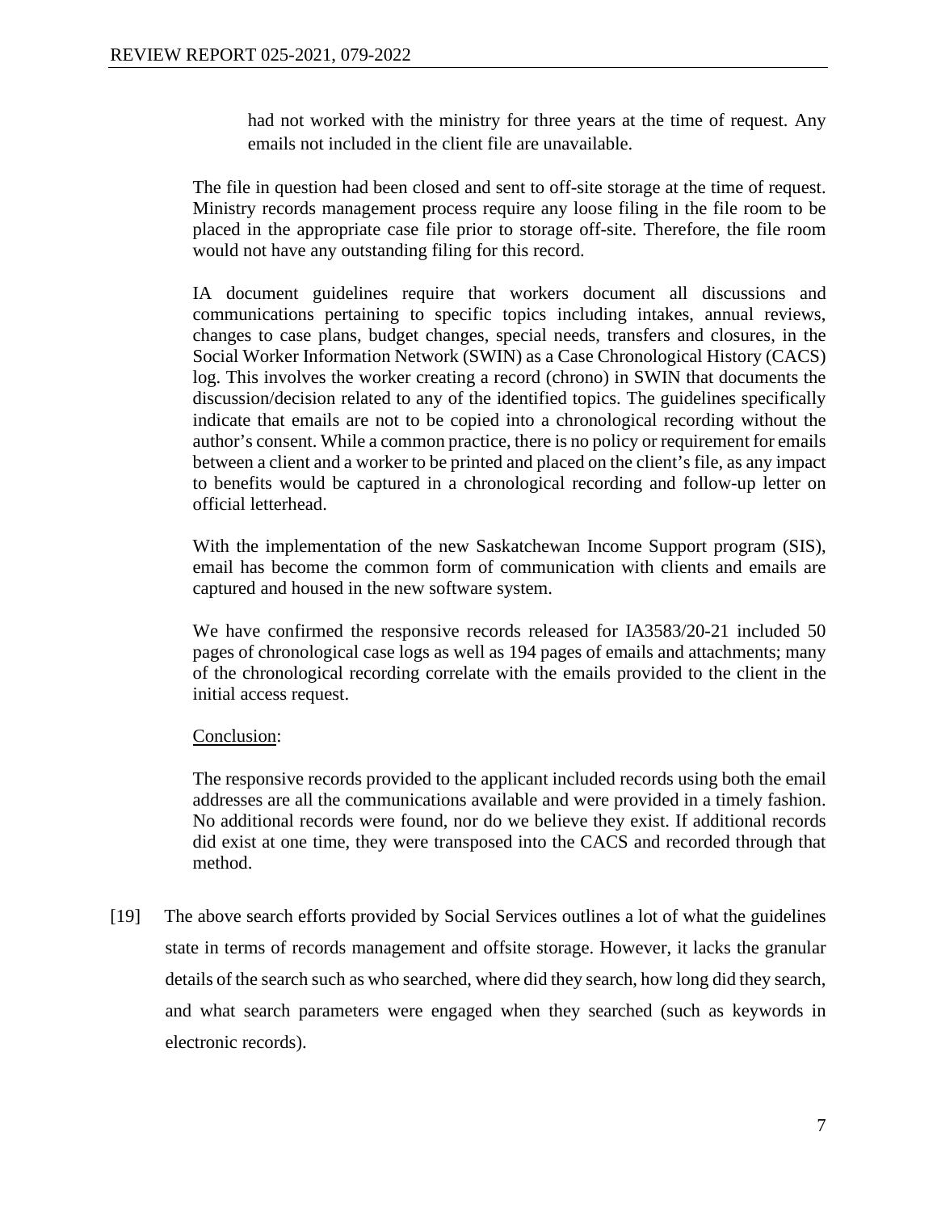> had not worked with the ministry for three years at the time of request. Any emails not included in the client file are unavailable.

> The file in question had been closed and sent to off-site storage at the time of request. Ministry records management process require any loose filing in the file room to be placed in the appropriate case file prior to storage off-site. Therefore, the file room would not have any outstanding filing for this record.
>
> IA document guidelines require that workers document all discussions and communications pertaining to specific topics including intakes, annual reviews, changes to case plans, budget changes, special needs, transfers and closures, in the Social Worker Information Network (SWIN) as a Case Chronological History (CACS) log. This involves the worker creating a record (chrono) in SWIN that documents the discussion/decision related to any of the identified topics. The guidelines specifically indicate that emails are not to be copied into a chronological recording without the author's consent. While a common practice, there is no policy or requirement for emails between a client and a worker to be printed and placed on the client's file, as any impact to benefits would be captured in a chronological recording and follow-up letter on official letterhead.
>
> With the implementation of the new Saskatchewan Income Support program (SIS), email has become the common form of communication with clients and emails are captured and housed in the new software system.
>
> We have confirmed the responsive records released for IA3583/20-21 included 50 pages of chronological case logs as well as 194 pages of emails and attachments; many of the chronological recording correlate with the emails provided to the client in the initial access request.
>
> <u>Conclusion</u>:
>
> The responsive records provided to the applicant included records using both the email addresses are all the communications available and were provided in a timely fashion. No additional records were found, nor do we believe they exist. If additional records did exist at one time, they were transposed into the CACS and recorded through that method.

[19] The above search efforts provided by Social Services outlines a lot of what the guidelines state in terms of records management and offsite storage. However, it lacks the granular details of the search such as who searched, where did they search, how long did they search, and what search parameters were engaged when they searched (such as keywords in electronic records).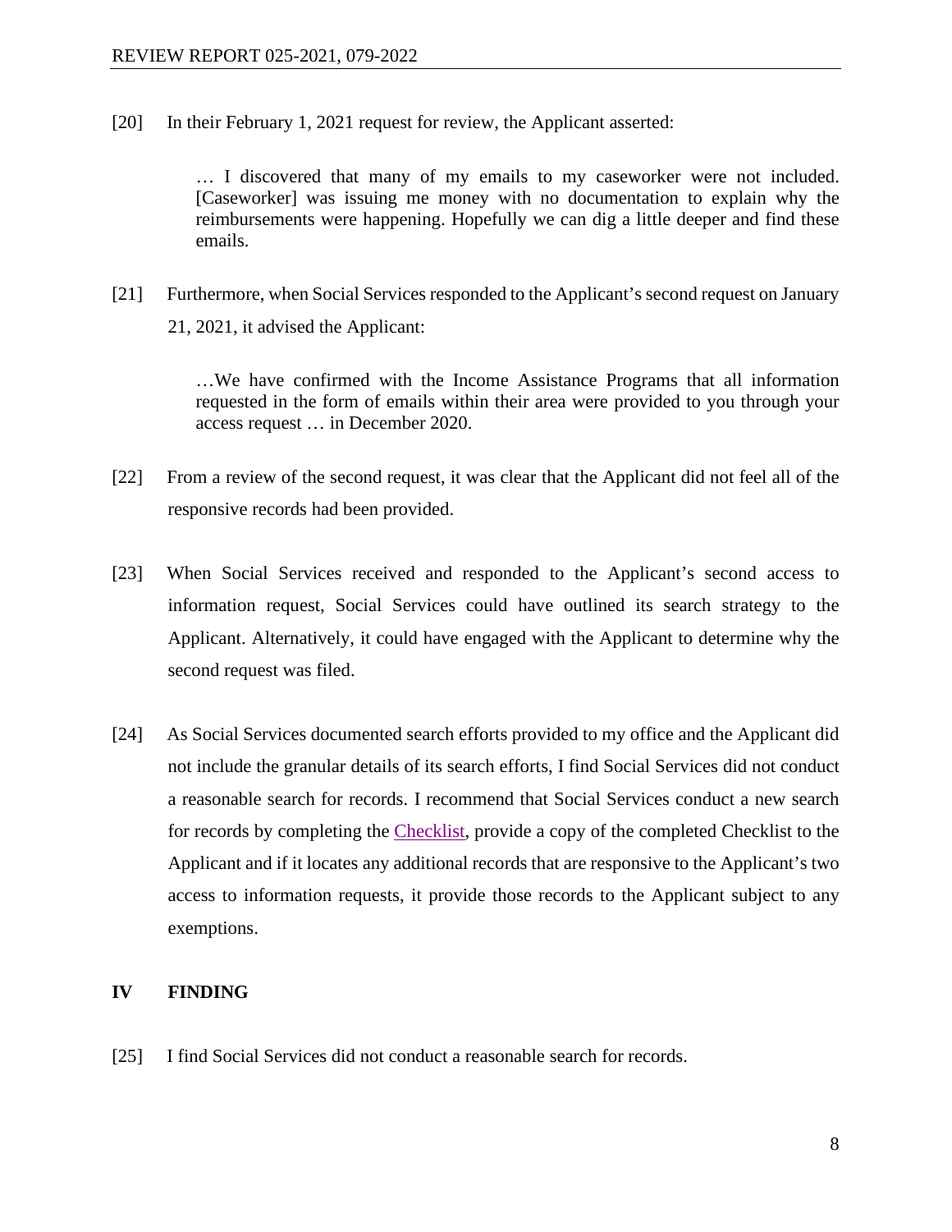[20] In their February 1, 2021 request for review, the Applicant asserted:

> … I discovered that many of my emails to my caseworker were not included. [Caseworker] was issuing me money with no documentation to explain why the reimbursements were happening. Hopefully we can dig a little deeper and find these emails.

[21] Furthermore, when Social Services responded to the Applicant's second request on January 21, 2021, it advised the Applicant:

> …We have confirmed with the Income Assistance Programs that all information requested in the form of emails within their area were provided to you through your access request … in December 2020.

[22] From a review of the second request, it was clear that the Applicant did not feel all of the responsive records had been provided.

[23] When Social Services received and responded to the Applicant's second access to information request, Social Services could have outlined its search strategy to the Applicant. Alternatively, it could have engaged with the Applicant to determine why the second request was filed.

[24] As Social Services documented search efforts provided to my office and the Applicant did not include the granular details of its search efforts, I find Social Services did not conduct a reasonable search for records. I recommend that Social Services conduct a new search for records by completing the Checklist, provide a copy of the completed Checklist to the Applicant and if it locates any additional records that are responsive to the Applicant's two access to information requests, it provide those records to the Applicant subject to any exemptions.

## IV FINDING

[25] I find Social Services did not conduct a reasonable search for records.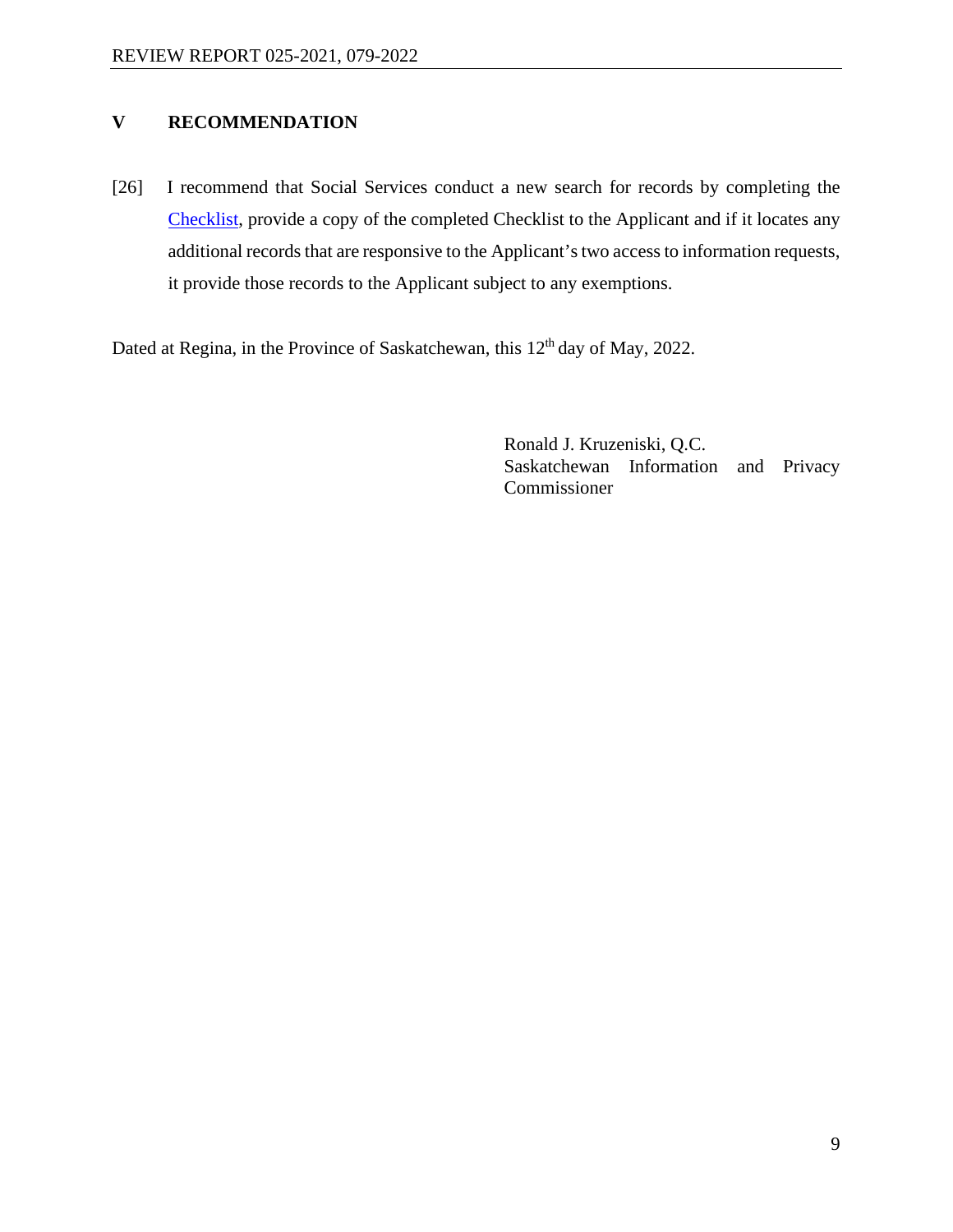## V RECOMMENDATION

[26] I recommend that Social Services conduct a new search for records by completing the Checklist, provide a copy of the completed Checklist to the Applicant and if it locates any additional records that are responsive to the Applicant's two access to information requests, it provide those records to the Applicant subject to any exemptions.

Dated at Regina, in the Province of Saskatchewan, this 12th day of May, 2022.

Ronald J. Kruzeniski, Q.C.
Saskatchewan Information and Privacy Commissioner